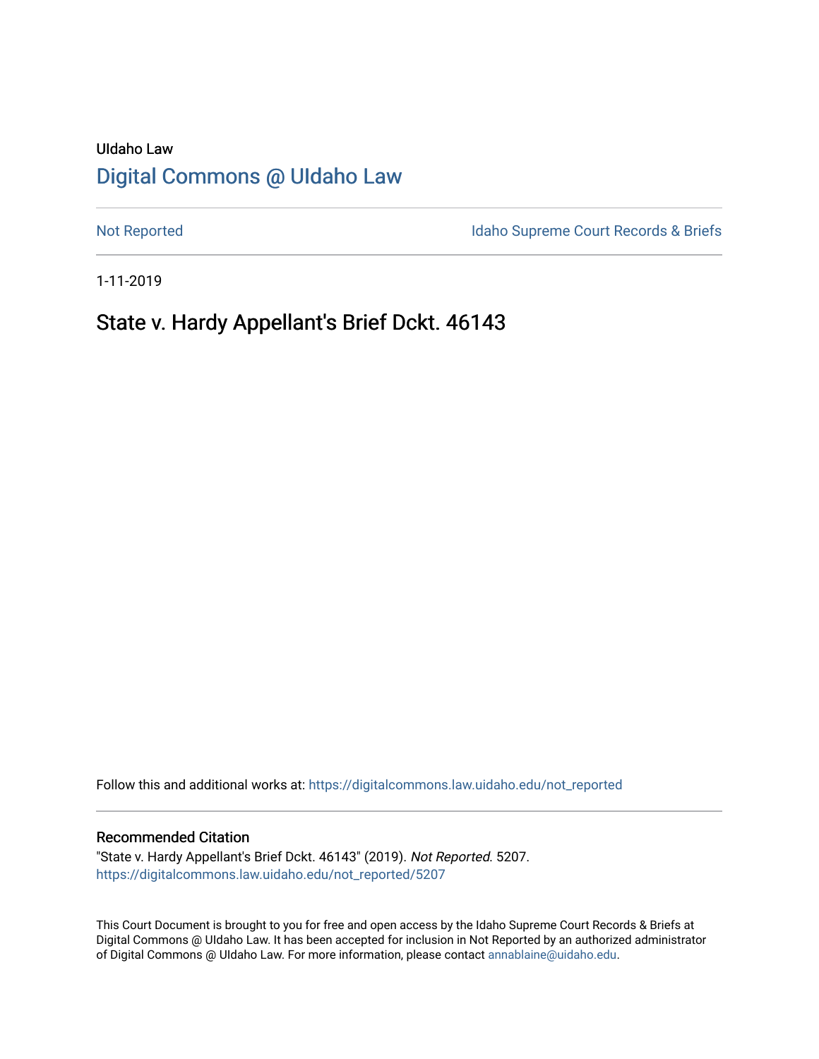UIdaho Law

# Digital Commons @ UIdaho Law

Not Reported

Idaho Supreme Court Records & Briefs

1-11-2019

# State v. Hardy Appellant's Brief Dckt. 46143

Follow this and additional works at: https://digitalcommons.law.uidaho.edu/not_reported

## Recommended Citation

"State v. Hardy Appellant's Brief Dckt. 46143" (2019). *Not Reported*. 5207.
https://digitalcommons.law.uidaho.edu/not_reported/5207

This Court Document is brought to you for free and open access by the Idaho Supreme Court Records & Briefs at Digital Commons @ UIdaho Law. It has been accepted for inclusion in Not Reported by an authorized administrator of Digital Commons @ UIdaho Law. For more information, please contact annablaine@uidaho.edu.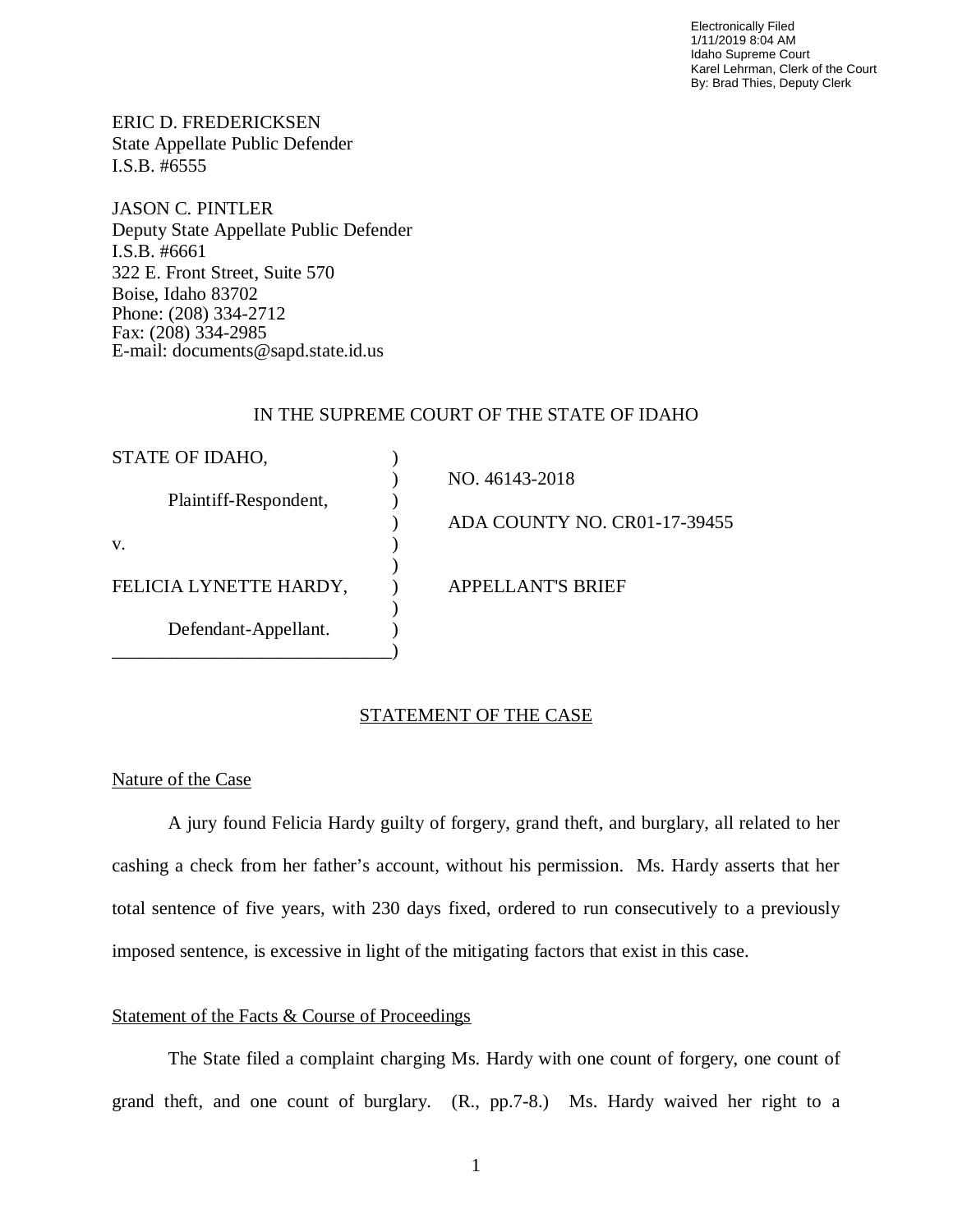Electronically Filed
1/11/2019 8:04 AM
Idaho Supreme Court
Karel Lehrman, Clerk of the Court
By: Brad Thies, Deputy Clerk

ERIC D. FREDERICKSEN
State Appellate Public Defender
I.S.B. #6555

JASON C. PINTLER
Deputy State Appellate Public Defender
I.S.B. #6661
322 E. Front Street, Suite 570
Boise, Idaho 83702
Phone: (208) 334-2712
Fax: (208) 334-2985
E-mail: documents@sapd.state.id.us

IN THE SUPREME COURT OF THE STATE OF IDAHO

| | |
|---|---|
| STATE OF IDAHO, | NO. 46143-2018 |
| Plaintiff-Respondent, | ADA COUNTY NO. CR01-17-39455 |
| v. | |
| FELICIA LYNETTE HARDY, | APPELLANT'S BRIEF |
| Defendant-Appellant. | |

## STATEMENT OF THE CASE

### Nature of the Case

A jury found Felicia Hardy guilty of forgery, grand theft, and burglary, all related to her cashing a check from her father's account, without his permission. Ms. Hardy asserts that her total sentence of five years, with 230 days fixed, ordered to run consecutively to a previously imposed sentence, is excessive in light of the mitigating factors that exist in this case.

### Statement of the Facts & Course of Proceedings

The State filed a complaint charging Ms. Hardy with one count of forgery, one count of grand theft, and one count of burglary. (R., pp.7-8.) Ms. Hardy waived her right to a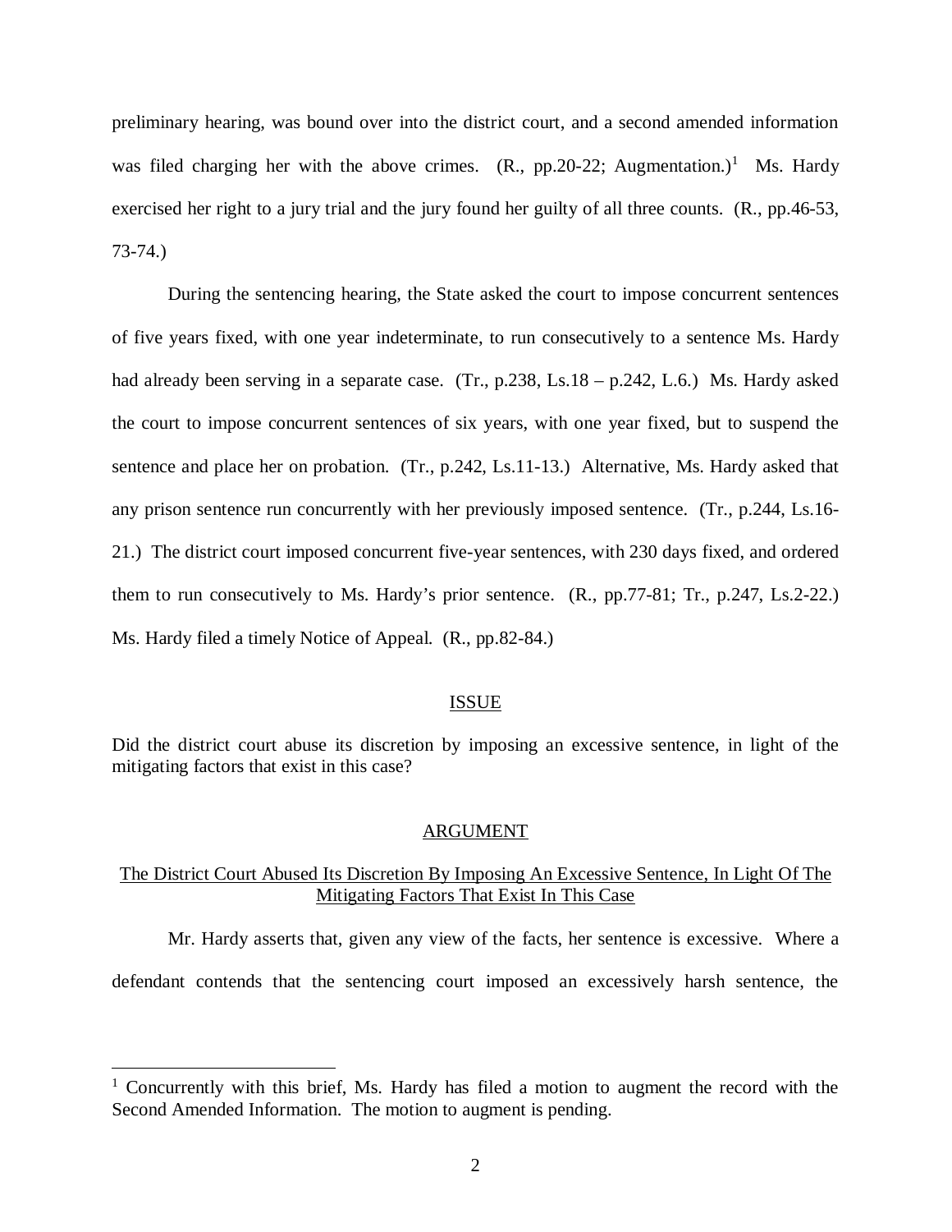preliminary hearing, was bound over into the district court, and a second amended information was filed charging her with the above crimes. (R., pp.20-22; Augmentation.)[1] Ms. Hardy exercised her right to a jury trial and the jury found her guilty of all three counts. (R., pp.46-53, 73-74.)

During the sentencing hearing, the State asked the court to impose concurrent sentences of five years fixed, with one year indeterminate, to run consecutively to a sentence Ms. Hardy had already been serving in a separate case. (Tr., p.238, Ls.18 – p.242, L.6.) Ms. Hardy asked the court to impose concurrent sentences of six years, with one year fixed, but to suspend the sentence and place her on probation. (Tr., p.242, Ls.11-13.) Alternative, Ms. Hardy asked that any prison sentence run concurrently with her previously imposed sentence. (Tr., p.244, Ls.16-21.) The district court imposed concurrent five-year sentences, with 230 days fixed, and ordered them to run consecutively to Ms. Hardy's prior sentence. (R., pp.77-81; Tr., p.247, Ls.2-22.) Ms. Hardy filed a timely Notice of Appeal. (R., pp.82-84.)

## ISSUE

Did the district court abuse its discretion by imposing an excessive sentence, in light of the mitigating factors that exist in this case?

## ARGUMENT

### The District Court Abused Its Discretion By Imposing An Excessive Sentence, In Light Of The Mitigating Factors That Exist In This Case

Mr. Hardy asserts that, given any view of the facts, her sentence is excessive. Where a defendant contends that the sentencing court imposed an excessively harsh sentence, the

---

[1] Concurrently with this brief, Ms. Hardy has filed a motion to augment the record with the Second Amended Information. The motion to augment is pending.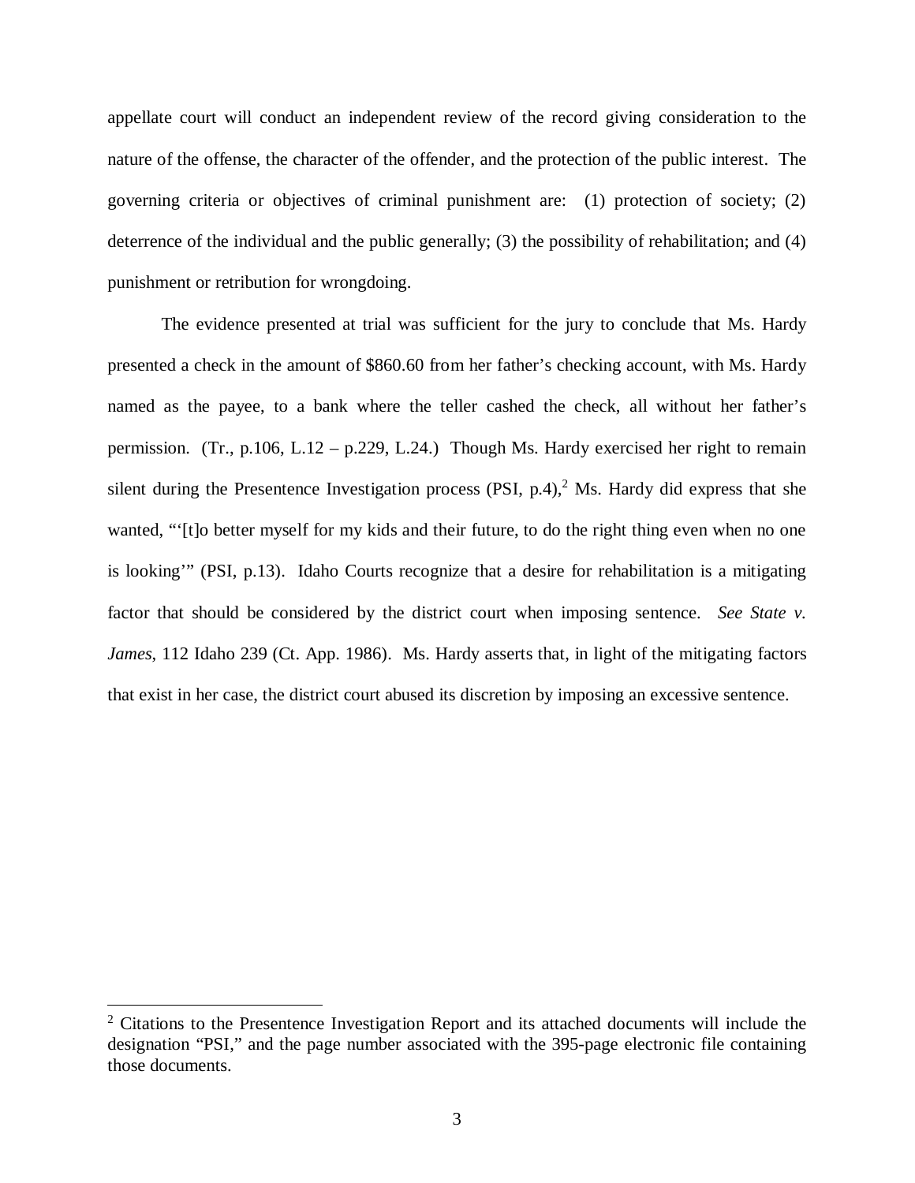appellate court will conduct an independent review of the record giving consideration to the nature of the offense, the character of the offender, and the protection of the public interest. The governing criteria or objectives of criminal punishment are: (1) protection of society; (2) deterrence of the individual and the public generally; (3) the possibility of rehabilitation; and (4) punishment or retribution for wrongdoing.

The evidence presented at trial was sufficient for the jury to conclude that Ms. Hardy presented a check in the amount of $860.60 from her father's checking account, with Ms. Hardy named as the payee, to a bank where the teller cashed the check, all without her father's permission. (Tr., p.106, L.12 – p.229, L.24.) Though Ms. Hardy exercised her right to remain silent during the Presentence Investigation process (PSI, p.4),[2] Ms. Hardy did express that she wanted, "'[t]o better myself for my kids and their future, to do the right thing even when no one is looking'" (PSI, p.13). Idaho Courts recognize that a desire for rehabilitation is a mitigating factor that should be considered by the district court when imposing sentence. *See State v. James*, 112 Idaho 239 (Ct. App. 1986). Ms. Hardy asserts that, in light of the mitigating factors that exist in her case, the district court abused its discretion by imposing an excessive sentence.

---

[2] Citations to the Presentence Investigation Report and its attached documents will include the designation "PSI," and the page number associated with the 395-page electronic file containing those documents.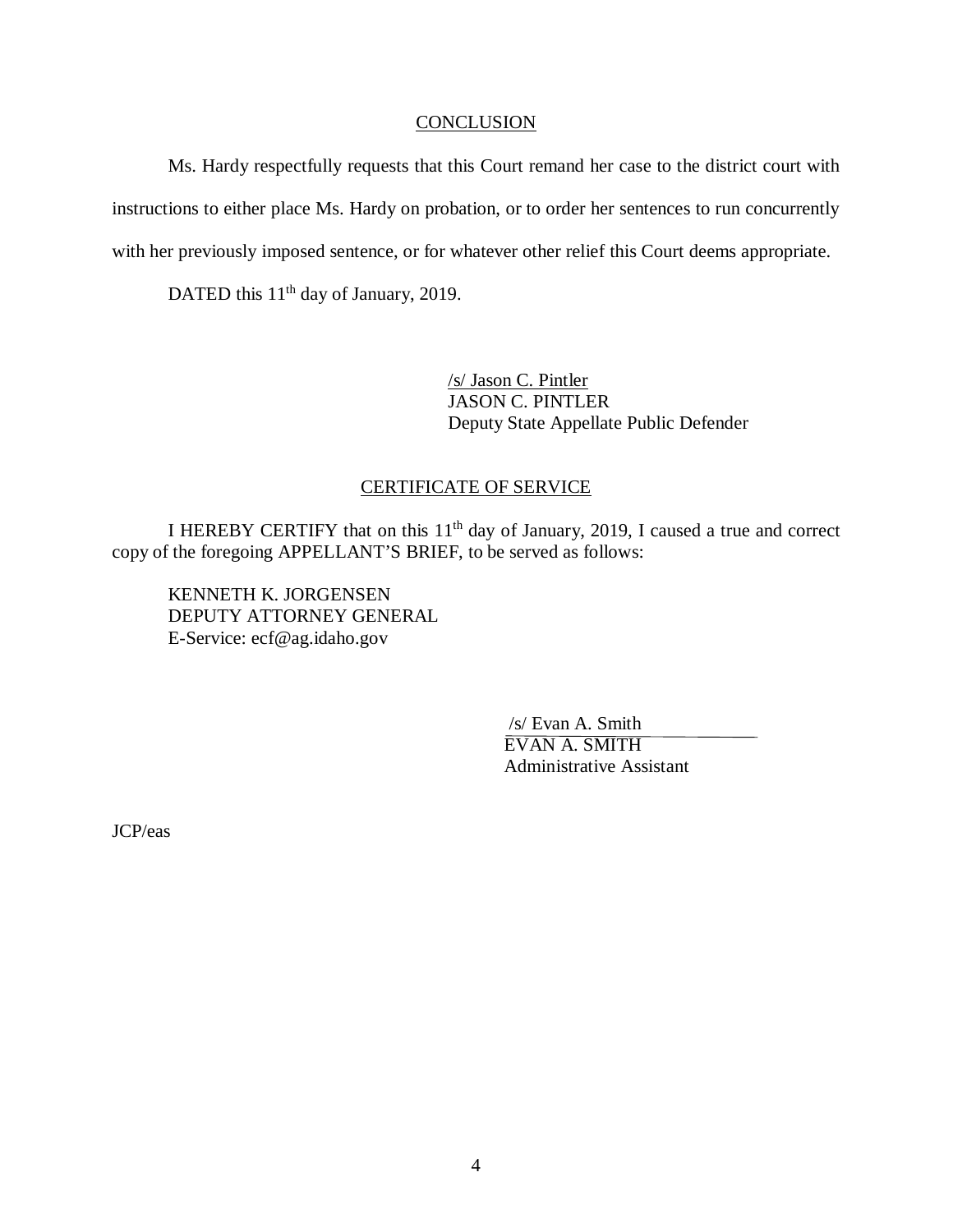## CONCLUSION

Ms. Hardy respectfully requests that this Court remand her case to the district court with instructions to either place Ms. Hardy on probation, or to order her sentences to run concurrently with her previously imposed sentence, or for whatever other relief this Court deems appropriate.

DATED this 11th day of January, 2019.

/s/ Jason C. Pintler
JASON C. PINTLER
Deputy State Appellate Public Defender

## CERTIFICATE OF SERVICE

I HEREBY CERTIFY that on this 11th day of January, 2019, I caused a true and correct copy of the foregoing APPELLANT'S BRIEF, to be served as follows:

KENNETH K. JORGENSEN
DEPUTY ATTORNEY GENERAL
E-Service: ecf@ag.idaho.gov

/s/ Evan A. Smith
EVAN A. SMITH
Administrative Assistant

JCP/eas